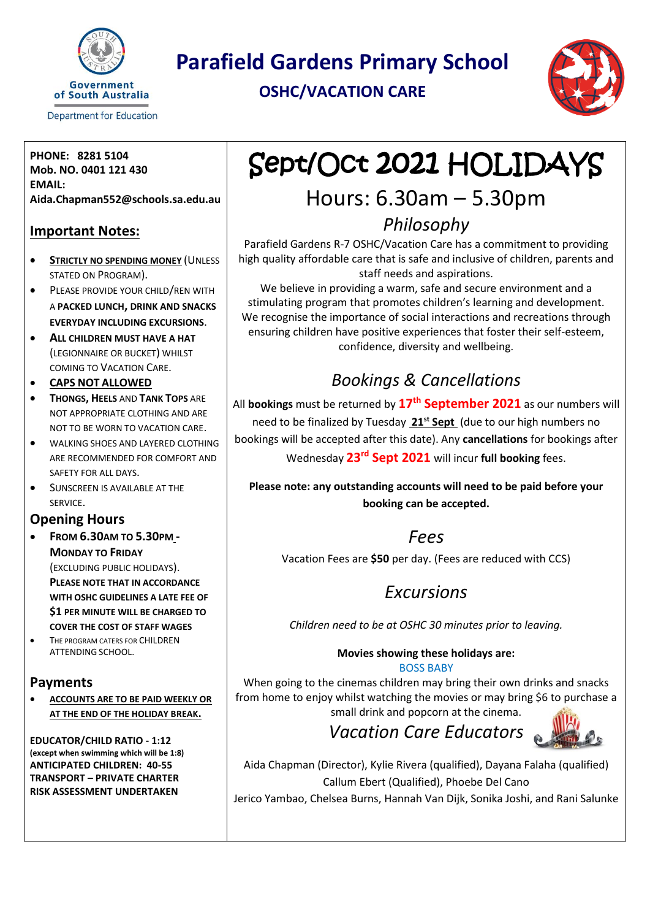# Parafield Gardens Primary School

## OSHC/VACATION CARE

Government of South Australia
Department for Education

**PHONE: 8281 5104**
**Mob. NO. 0401 121 430**
**EMAIL:**
**Aida.Chapman552@schools.sa.edu.au**

## Important Notes:

- **STRICTLY NO SPENDING MONEY** (UNLESS STATED ON PROGRAM).
- PLEASE PROVIDE YOUR CHILD/REN WITH A **PACKED LUNCH, DRINK AND SNACKS EVERYDAY INCLUDING EXCURSIONS**.
- **ALL CHILDREN MUST HAVE A HAT** (LEGIONNAIRE OR BUCKET) WHILST COMING TO VACATION CARE.
- **CAPS NOT ALLOWED**
- **THONGS, HEELS** AND **TANK TOPS** ARE NOT APPROPRIATE CLOTHING AND ARE NOT TO BE WORN TO VACATION CARE.
- WALKING SHOES AND LAYERED CLOTHING ARE RECOMMENDED FOR COMFORT AND SAFETY FOR ALL DAYS.
- SUNSCREEN IS AVAILABLE AT THE SERVICE.

## Opening Hours

- **FROM 6.30AM TO 5.30PM - MONDAY TO FRIDAY** (EXCLUDING PUBLIC HOLIDAYS). **PLEASE NOTE THAT IN ACCORDANCE WITH OSHC GUIDELINES A LATE FEE OF $1 PER MINUTE WILL BE CHARGED TO COVER THE COST OF STAFF WAGES**
- THE PROGRAM CATERS FOR CHILDREN ATTENDING SCHOOL.

## Payments

- **ACCOUNTS ARE TO BE PAID WEEKLY OR AT THE END OF THE HOLIDAY BREAK.**

**EDUCATOR/CHILD RATIO - 1:12**
**(except when swimming which will be 1:8)**
**ANTICIPATED CHILDREN: 40-55**
**TRANSPORT – PRIVATE CHARTER**
**RISK ASSESSMENT UNDERTAKEN**

# Sept/Oct 2021 HOLIDAYS

Hours: 6.30am – 5.30pm

## *Philosophy*

Parafield Gardens R-7 OSHC/Vacation Care has a commitment to providing high quality affordable care that is safe and inclusive of children, parents and staff needs and aspirations.

We believe in providing a warm, safe and secure environment and a stimulating program that promotes children's learning and development. We recognise the importance of social interactions and recreations through ensuring children have positive experiences that foster their self-esteem, confidence, diversity and wellbeing.

## *Bookings & Cancellations*

All **bookings** must be returned by **17th September 2021** as our numbers will need to be finalized by Tuesday **21st Sept** (due to our high numbers no bookings will be accepted after this date). Any **cancellations** for bookings after Wednesday **23rd Sept 2021** will incur **full booking** fees.

**Please note: any outstanding accounts will need to be paid before your booking can be accepted.**

## *Fees*

Vacation Fees are **$50** per day. (Fees are reduced with CCS)

## *Excursions*

*Children need to be at OSHC 30 minutes prior to leaving.*

**Movies showing these holidays are:**
BOSS BABY

When going to the cinemas children may bring their own drinks and snacks from home to enjoy whilst watching the movies or may bring $6 to purchase a small drink and popcorn at the cinema.

## *Vacation Care Educators*

Aida Chapman (Director), Kylie Rivera (qualified), Dayana Falaha (qualified) Callum Ebert (Qualified), Phoebe Del Cano
Jerico Yambao, Chelsea Burns, Hannah Van Dijk, Sonika Joshi, and Rani Salunke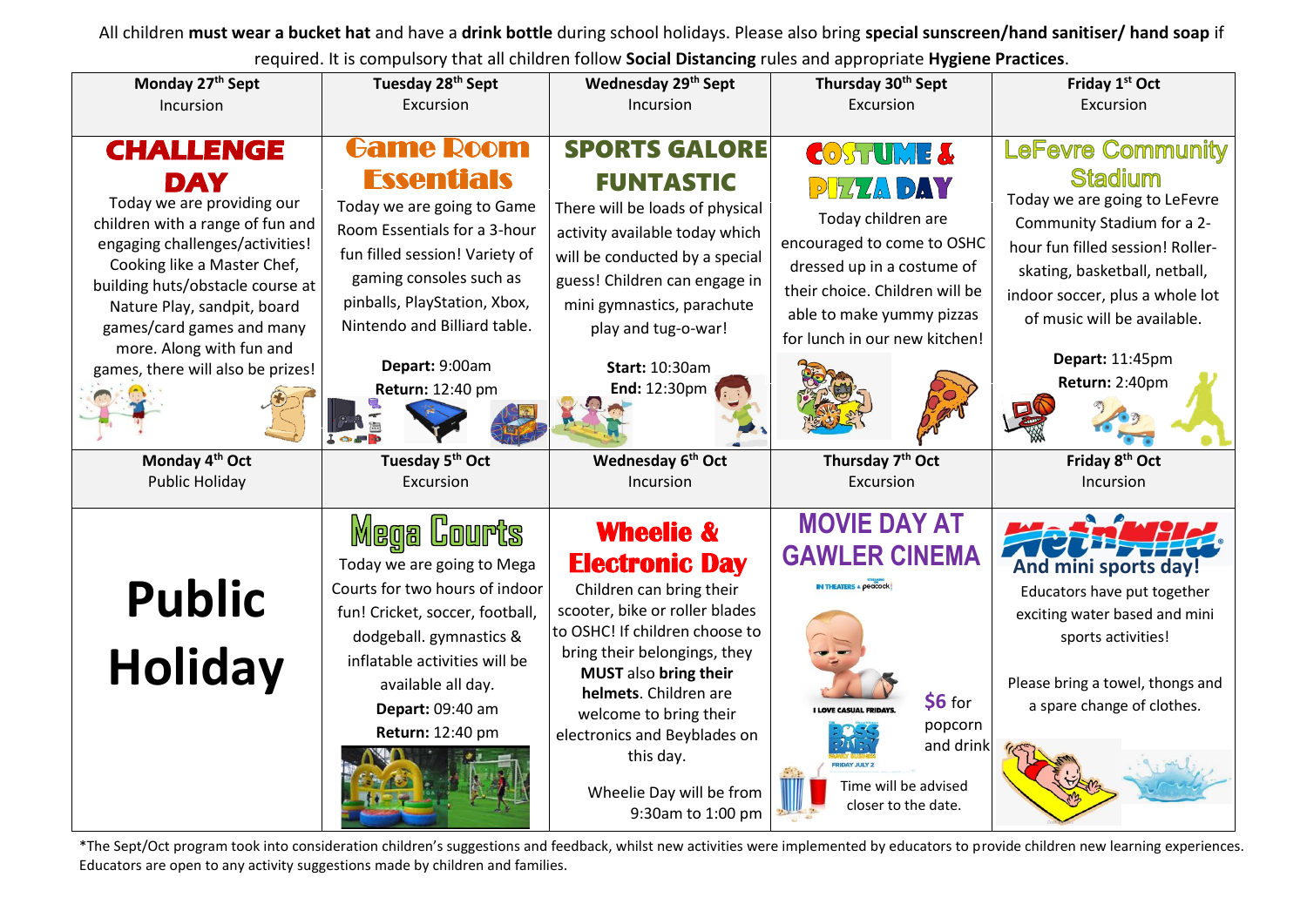All children **must wear a bucket hat** and have a **drink bottle** during school holidays. Please also bring **special sunscreen/hand sanitiser/ hand soap** if required. It is compulsory that all children follow **Social Distancing** rules and appropriate **Hygiene Practices**.

| Monday 27th Sept<br>Incursion | Tuesday 28th Sept<br>Excursion | Wednesday 29th Sept<br>Incursion | Thursday 30th Sept<br>Excursion | Friday 1st Oct<br>Excursion |
|---|---|---|---|---|
| **CHALLENGE DAY**<br>Today we are providing our children with a range of fun and engaging challenges/activities! Cooking like a Master Chef, building huts/obstacle course at Nature Play, sandpit, board games/card games and many more. Along with fun and games, there will also be prizes! | **Game Room Essentials**<br>Today we are going to Game Room Essentials for a 3-hour fun filled session! Variety of gaming consoles such as pinballs, PlayStation, Xbox, Nintendo and Billiard table.<br>**Depart:** 9:00am<br>**Return:** 12:40 pm | **SPORTS GALORE FUNTASTIC**<br>There will be loads of physical activity available today which will be conducted by a special guess! Children can engage in mini gymnastics, parachute play and tug-o-war!<br>**Start:** 10:30am<br>**End:** 12:30pm | **COSTUME & PIZZA DAY**<br>Today children are encouraged to come to OSHC dressed up in a costume of their choice. Children will be able to make yummy pizzas for lunch in our new kitchen! | **LeFevre Community Stadium**<br>Today we are going to LeFevre Community Stadium for a 2-hour fun filled session! Roller-skating, basketball, netball, indoor soccer, plus a whole lot of music will be available.<br>**Depart:** 11:45pm<br>**Return:** 2:40pm |
| **Monday 4th Oct**<br>Public Holiday | **Tuesday 5th Oct**<br>Excursion | **Wednesday 6th Oct**<br>Incursion | **Thursday 7th Oct**<br>Excursion | **Friday 8th Oct**<br>Incursion |
| **Public Holiday** | **Mega Courts**<br>Today we are going to Mega Courts for two hours of indoor fun! Cricket, soccer, football, dodgeball. gymnastics & inflatable activities will be available all day.<br>**Depart:** 09:40 am<br>**Return:** 12:40 pm | **Wheelie & Electronic Day**<br>Children can bring their scooter, bike or roller blades to OSHC! If children choose to bring their belongings, they **MUST** also **bring their helmets**. Children are welcome to bring their electronics and Beyblades on this day.<br>Wheelie Day will be from 9:30am to 1:00 pm | **MOVIE DAY AT GAWLER CINEMA**<br>**$6** for popcorn and drink<br>Time will be advised closer to the date. | **Wet'n'Wild And mini sports day!**<br>Educators have put together exciting water based and mini sports activities!<br>Please bring a towel, thongs and a spare change of clothes. |

*The Sept/Oct program took into consideration children's suggestions and feedback, whilst new activities were implemented by educators to provide children new learning experiences. Educators are open to any activity suggestions made by children and families.